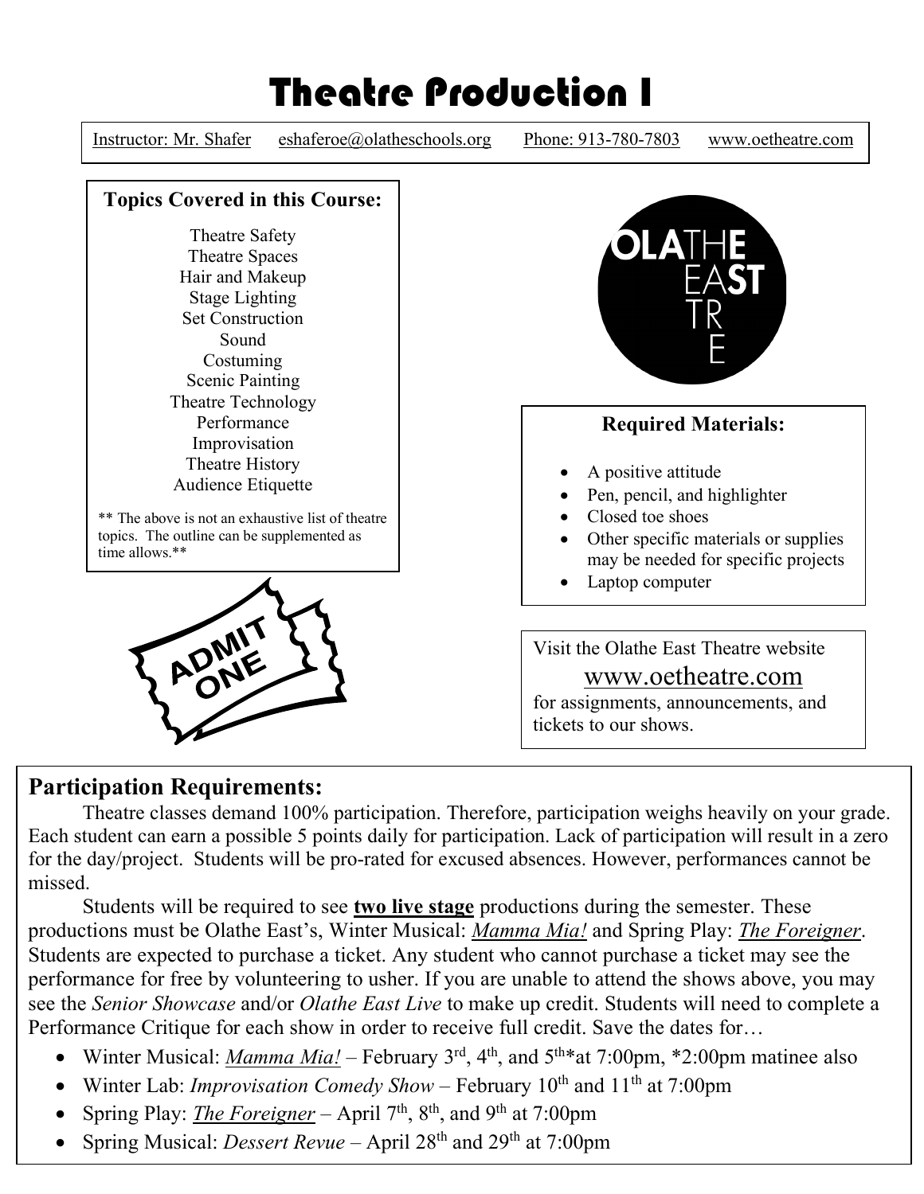# Theatre Production I

Instructor: Mr. Shafer eshaferoe@olatheschools.org Phone: 913-780-7803 www.oetheatre.com

**Topics Covered in this Course:**

Theatre Safety
Theatre Spaces
Hair and Makeup
Stage Lighting
Set Construction
Sound
Costuming
Scenic Painting
Theatre Technology
Performance
Improvisation
Theatre History
Audience Etiquette

** The above is not an exhaustive list of theatre topics. The outline can be supplemented as time allows.**

**Required Materials:**

- A positive attitude
- Pen, pencil, and highlighter
- Closed toe shoes
- Other specific materials or supplies may be needed for specific projects
- Laptop computer

Visit the Olathe East Theatre website

www.oetheatre.com

for assignments, announcements, and tickets to our shows.

## Participation Requirements:

Theatre classes demand 100% participation. Therefore, participation weighs heavily on your grade. Each student can earn a possible 5 points daily for participation. Lack of participation will result in a zero for the day/project. Students will be pro-rated for excused absences. However, performances cannot be missed.

Students will be required to see **two live stage** productions during the semester. These productions must be Olathe East's, Winter Musical: *Mamma Mia!* and Spring Play: *The Foreigner*. Students are expected to purchase a ticket. Any student who cannot purchase a ticket may see the performance for free by volunteering to usher. If you are unable to attend the shows above, you may see the *Senior Showcase* and/or *Olathe East Live* to make up credit. Students will need to complete a Performance Critique for each show in order to receive full credit. Save the dates for…

- Winter Musical: *Mamma Mia!* – February 3rd, 4th, and 5th*at 7:00pm, *2:00pm matinee also
- Winter Lab: *Improvisation Comedy Show* – February 10th and 11th at 7:00pm
- Spring Play: *The Foreigner* – April 7th, 8th, and 9th at 7:00pm
- Spring Musical: *Dessert Revue* – April 28th and 29th at 7:00pm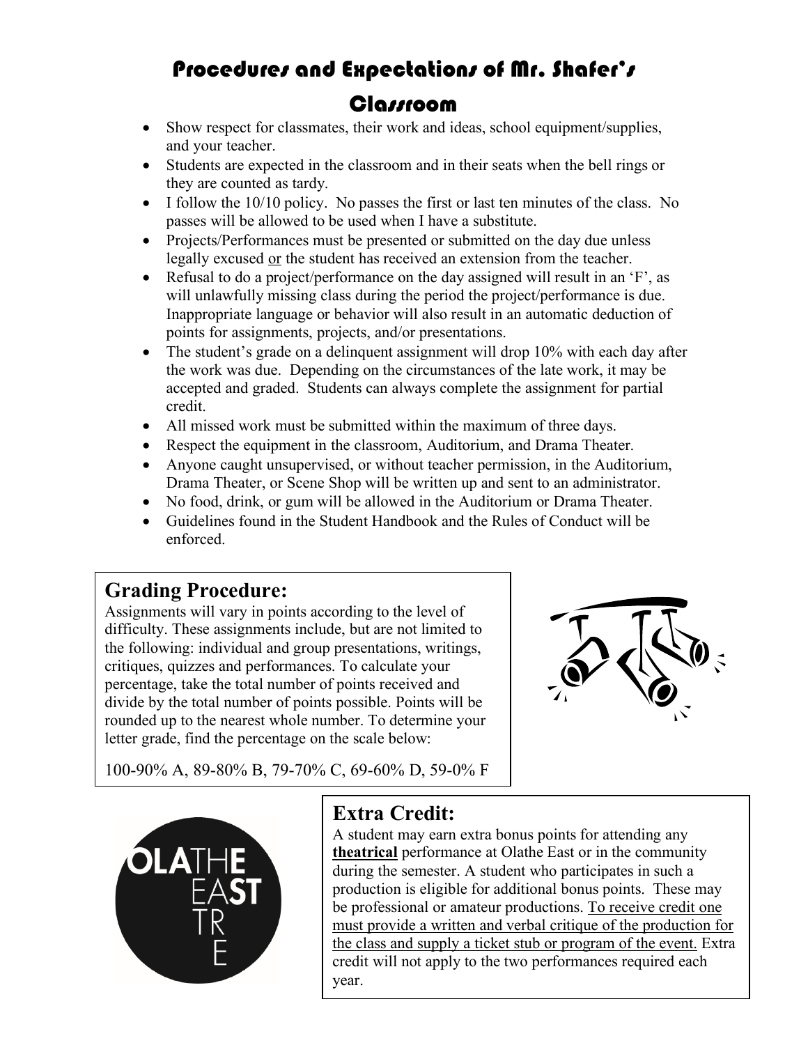# Procedures and Expectations of Mr. Shafer's Classroom

- Show respect for classmates, their work and ideas, school equipment/supplies, and your teacher.
- Students are expected in the classroom and in their seats when the bell rings or they are counted as tardy.
- I follow the 10/10 policy. No passes the first or last ten minutes of the class. No passes will be allowed to be used when I have a substitute.
- Projects/Performances must be presented or submitted on the day due unless legally excused <u>or</u> the student has received an extension from the teacher.
- Refusal to do a project/performance on the day assigned will result in an 'F', as will unlawfully missing class during the period the project/performance is due. Inappropriate language or behavior will also result in an automatic deduction of points for assignments, projects, and/or presentations.
- The student's grade on a delinquent assignment will drop 10% with each day after the work was due. Depending on the circumstances of the late work, it may be accepted and graded. Students can always complete the assignment for partial credit.
- All missed work must be submitted within the maximum of three days.
- Respect the equipment in the classroom, Auditorium, and Drama Theater.
- Anyone caught unsupervised, or without teacher permission, in the Auditorium, Drama Theater, or Scene Shop will be written up and sent to an administrator.
- No food, drink, or gum will be allowed in the Auditorium or Drama Theater.
- Guidelines found in the Student Handbook and the Rules of Conduct will be enforced.

## Grading Procedure:

Assignments will vary in points according to the level of difficulty. These assignments include, but are not limited to the following: individual and group presentations, writings, critiques, quizzes and performances. To calculate your percentage, take the total number of points received and divide by the total number of points possible. Points will be rounded up to the nearest whole number. To determine your letter grade, find the percentage on the scale below:

100-90% A, 89-80% B, 79-70% C, 69-60% D, 59-0% F

OLATHE EAST TR E

## Extra Credit:

A student may earn extra bonus points for attending any **<u>theatrical</u>** performance at Olathe East or in the community during the semester. A student who participates in such a production is eligible for additional bonus points. These may be professional or amateur productions. <u>To receive credit one must provide a written and verbal critique of the production for the class and supply a ticket stub or program of the event.</u> Extra credit will not apply to the two performances required each year.